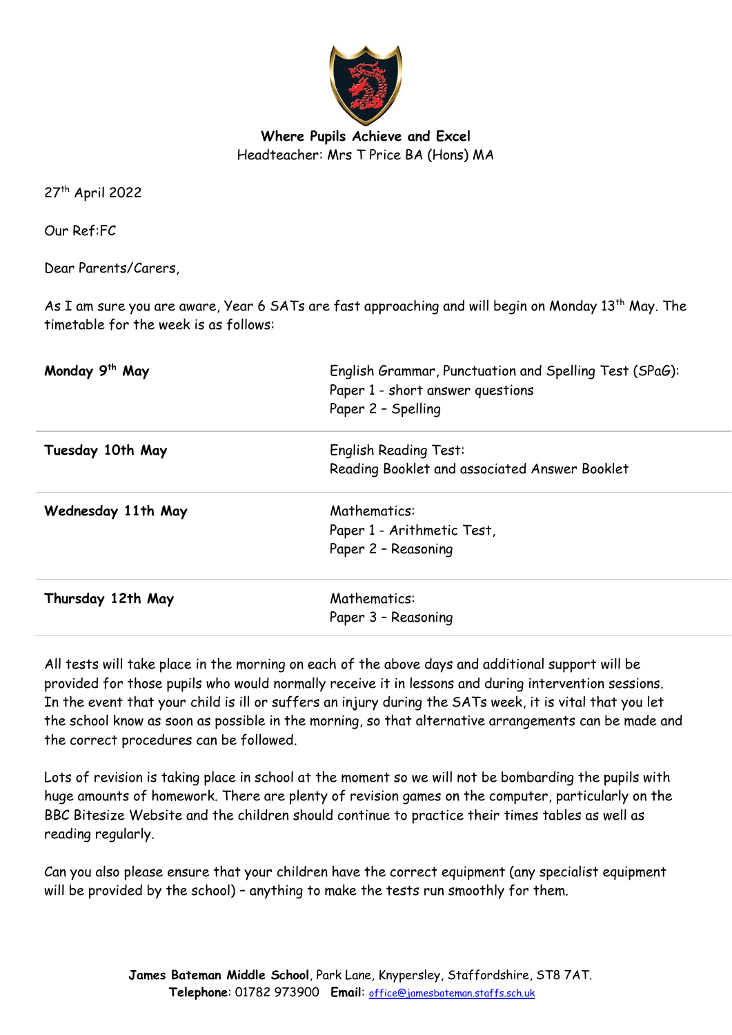**Where Pupils Achieve and Excel**
Headteacher: Mrs T Price BA (Hons) MA

27th April 2022

Our Ref:FC

Dear Parents/Carers,

As I am sure you are aware, Year 6 SATs are fast approaching and will begin on Monday 13th May. The timetable for the week is as follows:

| | |
|---|---|
| **Monday 9th May** | English Grammar, Punctuation and Spelling Test (SPaG):<br>Paper 1 - short answer questions<br>Paper 2 – Spelling |
| **Tuesday 10th May** | English Reading Test:<br>Reading Booklet and associated Answer Booklet |
| **Wednesday 11th May** | Mathematics:<br>Paper 1 - Arithmetic Test,<br>Paper 2 – Reasoning |
| **Thursday 12th May** | Mathematics:<br>Paper 3 – Reasoning |

All tests will take place in the morning on each of the above days and additional support will be provided for those pupils who would normally receive it in lessons and during intervention sessions. In the event that your child is ill or suffers an injury during the SATs week, it is vital that you let the school know as soon as possible in the morning, so that alternative arrangements can be made and the correct procedures can be followed.

Lots of revision is taking place in school at the moment so we will not be bombarding the pupils with huge amounts of homework. There are plenty of revision games on the computer, particularly on the BBC Bitesize Website and the children should continue to practice their times tables as well as reading regularly.

Can you also please ensure that your children have the correct equipment (any specialist equipment will be provided by the school) – anything to make the tests run smoothly for them.

**James Bateman Middle School**, Park Lane, Knypersley, Staffordshire, ST8 7AT.
**Telephone**: 01782 973900 **Email**: office@jamesbateman.staffs.sch.uk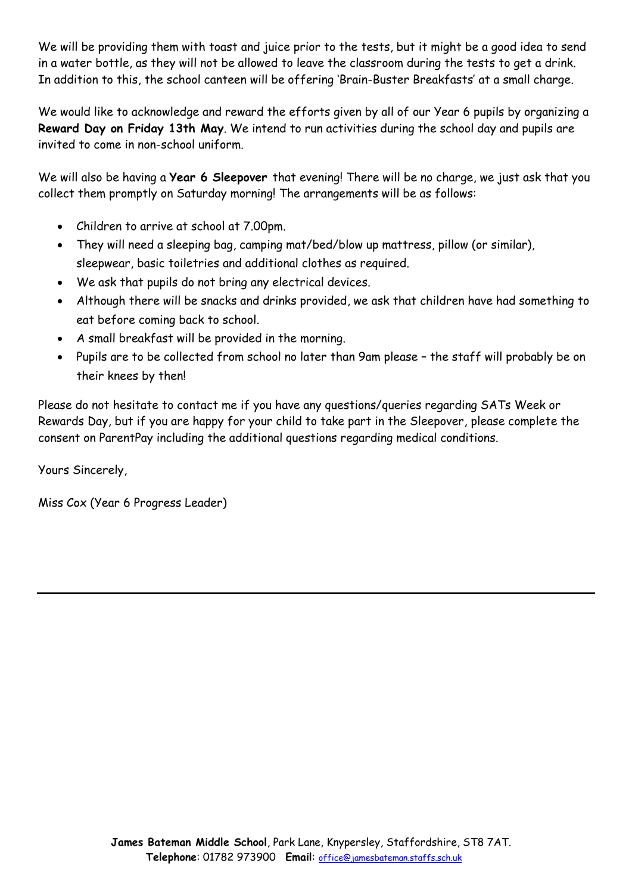We will be providing them with toast and juice prior to the tests, but it might be a good idea to send in a water bottle, as they will not be allowed to leave the classroom during the tests to get a drink. In addition to this, the school canteen will be offering 'Brain-Buster Breakfasts' at a small charge.

We would like to acknowledge and reward the efforts given by all of our Year 6 pupils by organizing a **Reward Day on Friday 13th May**. We intend to run activities during the school day and pupils are invited to come in non-school uniform.

We will also be having a **Year 6 Sleepover** that evening! There will be no charge, we just ask that you collect them promptly on Saturday morning! The arrangements will be as follows:

- Children to arrive at school at 7.00pm.
- They will need a sleeping bag, camping mat/bed/blow up mattress, pillow (or similar), sleepwear, basic toiletries and additional clothes as required.
- We ask that pupils do not bring any electrical devices.
- Although there will be snacks and drinks provided, we ask that children have had something to eat before coming back to school.
- A small breakfast will be provided in the morning.
- Pupils are to be collected from school no later than 9am please – the staff will probably be on their knees by then!

Please do not hesitate to contact me if you have any questions/queries regarding SATs Week or Rewards Day, but if you are happy for your child to take part in the Sleepover, please complete the consent on ParentPay including the additional questions regarding medical conditions.

Yours Sincerely,

Miss Cox (Year 6 Progress Leader)

**James Bateman Middle School**, Park Lane, Knypersley, Staffordshire, ST8 7AT.
**Telephone**: 01782 973900 **Email**: office@jamesbateman.staffs.sch.uk